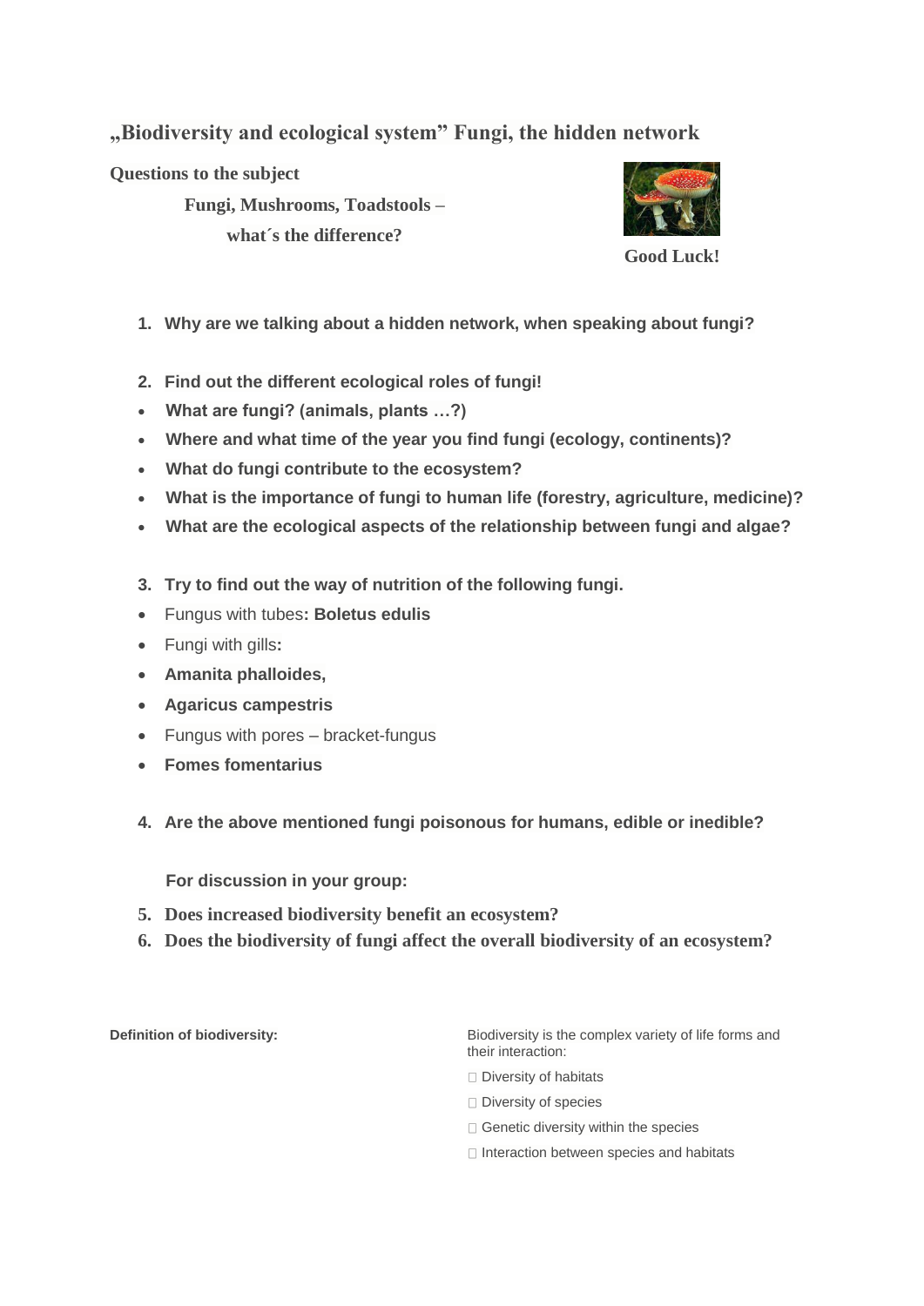## „Biodiversity and ecological system" Fungi, the hidden network

**Questions to the subject**

**Fungi, Mushrooms, Toadstools – what´s the difference?**

**Good Luck!**

1. **Why are we talking about a hidden network, when speaking about fungi?**

2. **Find out the different ecological roles of fungi!**

- **What are fungi? (animals, plants …?)**
- **Where and what time of the year you find fungi (ecology, continents)?**
- **What do fungi contribute to the ecosystem?**
- **What is the importance of fungi to human life (forestry, agriculture, medicine)?**
- **What are the ecological aspects of the relationship between fungi and algae?**

3. **Try to find out the way of nutrition of the following fungi.**

- Fungus with tubes**: Boletus edulis**
- Fungi with gills**:**
- **Amanita phalloides,**
- **Agaricus campestris**
- Fungus with pores – bracket-fungus
- **Fomes fomentarius**

4. **Are the above mentioned fungi poisonous for humans, edible or inedible?**

**For discussion in your group:**

5. **Does increased biodiversity benefit an ecosystem?**
6. **Does the biodiversity of fungi affect the overall biodiversity of an ecosystem?**

**Definition of biodiversity:**

Biodiversity is the complex variety of life forms and their interaction:

- Diversity of habitats
- Diversity of species
- Genetic diversity within the species
- Interaction between species and habitats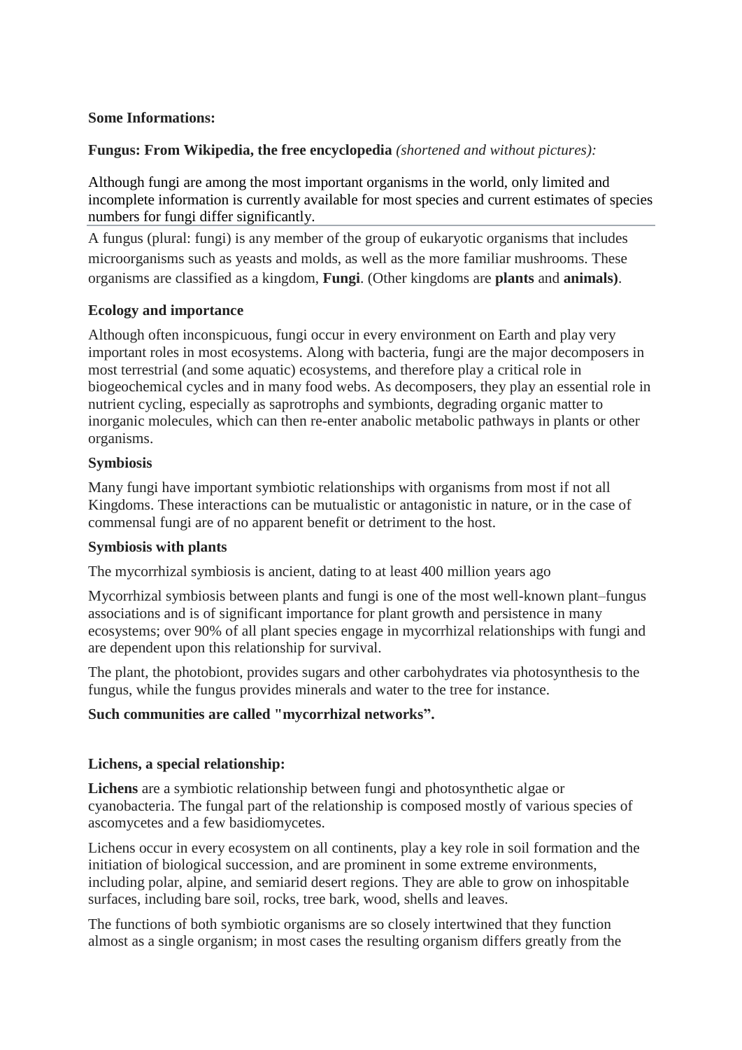**Some Informations:**

**Fungus: From Wikipedia, the free encyclopedia** *(shortened and without pictures):*

Although fungi are among the most important organisms in the world, only limited and incomplete information is currently available for most species and current estimates of species numbers for fungi differ significantly.

---

A fungus (plural: fungi) is any member of the group of eukaryotic organisms that includes microorganisms such as yeasts and molds, as well as the more familiar mushrooms. These organisms are classified as a kingdom, **Fungi**. (Other kingdoms are **plants** and **animals)**.

**Ecology and importance**

Although often inconspicuous, fungi occur in every environment on Earth and play very important roles in most ecosystems. Along with bacteria, fungi are the major decomposers in most terrestrial (and some aquatic) ecosystems, and therefore play a critical role in biogeochemical cycles and in many food webs. As decomposers, they play an essential role in nutrient cycling, especially as saprotrophs and symbionts, degrading organic matter to inorganic molecules, which can then re-enter anabolic metabolic pathways in plants or other organisms.

**Symbiosis**

Many fungi have important symbiotic relationships with organisms from most if not all Kingdoms. These interactions can be mutualistic or antagonistic in nature, or in the case of commensal fungi are of no apparent benefit or detriment to the host.

**Symbiosis with plants**

The mycorrhizal symbiosis is ancient, dating to at least 400 million years ago

Mycorrhizal symbiosis between plants and fungi is one of the most well-known plant–fungus associations and is of significant importance for plant growth and persistence in many ecosystems; over 90% of all plant species engage in mycorrhizal relationships with fungi and are dependent upon this relationship for survival.

The plant, the photobiont, provides sugars and other carbohydrates via photosynthesis to the fungus, while the fungus provides minerals and water to the tree for instance.

**Such communities are called "mycorrhizal networks".**

**Lichens, a special relationship:**

**Lichens** are a symbiotic relationship between fungi and photosynthetic algae or cyanobacteria. The fungal part of the relationship is composed mostly of various species of ascomycetes and a few basidiomycetes.

Lichens occur in every ecosystem on all continents, play a key role in soil formation and the initiation of biological succession, and are prominent in some extreme environments, including polar, alpine, and semiarid desert regions. They are able to grow on inhospitable surfaces, including bare soil, rocks, tree bark, wood, shells and leaves.

The functions of both symbiotic organisms are so closely intertwined that they function almost as a single organism; in most cases the resulting organism differs greatly from the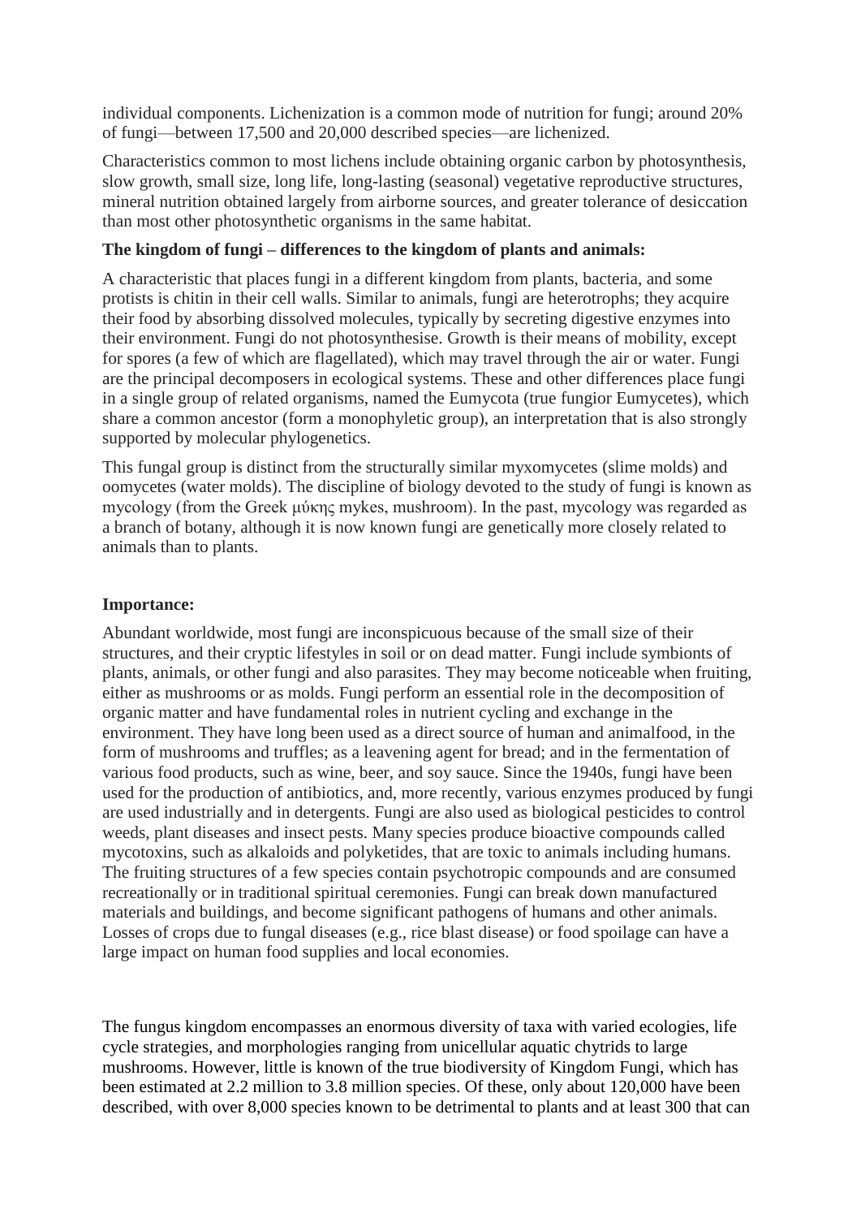individual components. Lichenization is a common mode of nutrition for fungi; around 20% of fungi—between 17,500 and 20,000 described species—are lichenized.

Characteristics common to most lichens include obtaining organic carbon by photosynthesis, slow growth, small size, long life, long-lasting (seasonal) vegetative reproductive structures, mineral nutrition obtained largely from airborne sources, and greater tolerance of desiccation than most other photosynthetic organisms in the same habitat.

**The kingdom of fungi – differences to the kingdom of plants and animals:**

A characteristic that places fungi in a different kingdom from plants, bacteria, and some protists is chitin in their cell walls. Similar to animals, fungi are heterotrophs; they acquire their food by absorbing dissolved molecules, typically by secreting digestive enzymes into their environment. Fungi do not photosynthesise. Growth is their means of mobility, except for spores (a few of which are flagellated), which may travel through the air or water. Fungi are the principal decomposers in ecological systems. These and other differences place fungi in a single group of related organisms, named the Eumycota (true fungior Eumycetes), which share a common ancestor (form a monophyletic group), an interpretation that is also strongly supported by molecular phylogenetics.

This fungal group is distinct from the structurally similar myxomycetes (slime molds) and oomycetes (water molds). The discipline of biology devoted to the study of fungi is known as mycology (from the Greek μύκης mykes, mushroom). In the past, mycology was regarded as a branch of botany, although it is now known fungi are genetically more closely related to animals than to plants.

**Importance:**

Abundant worldwide, most fungi are inconspicuous because of the small size of their structures, and their cryptic lifestyles in soil or on dead matter. Fungi include symbionts of plants, animals, or other fungi and also parasites. They may become noticeable when fruiting, either as mushrooms or as molds. Fungi perform an essential role in the decomposition of organic matter and have fundamental roles in nutrient cycling and exchange in the environment. They have long been used as a direct source of human and animalfood, in the form of mushrooms and truffles; as a leavening agent for bread; and in the fermentation of various food products, such as wine, beer, and soy sauce. Since the 1940s, fungi have been used for the production of antibiotics, and, more recently, various enzymes produced by fungi are used industrially and in detergents. Fungi are also used as biological pesticides to control weeds, plant diseases and insect pests. Many species produce bioactive compounds called mycotoxins, such as alkaloids and polyketides, that are toxic to animals including humans. The fruiting structures of a few species contain psychotropic compounds and are consumed recreationally or in traditional spiritual ceremonies. Fungi can break down manufactured materials and buildings, and become significant pathogens of humans and other animals. Losses of crops due to fungal diseases (e.g., rice blast disease) or food spoilage can have a large impact on human food supplies and local economies.

The fungus kingdom encompasses an enormous diversity of taxa with varied ecologies, life cycle strategies, and morphologies ranging from unicellular aquatic chytrids to large mushrooms. However, little is known of the true biodiversity of Kingdom Fungi, which has been estimated at 2.2 million to 3.8 million species. Of these, only about 120,000 have been described, with over 8,000 species known to be detrimental to plants and at least 300 that can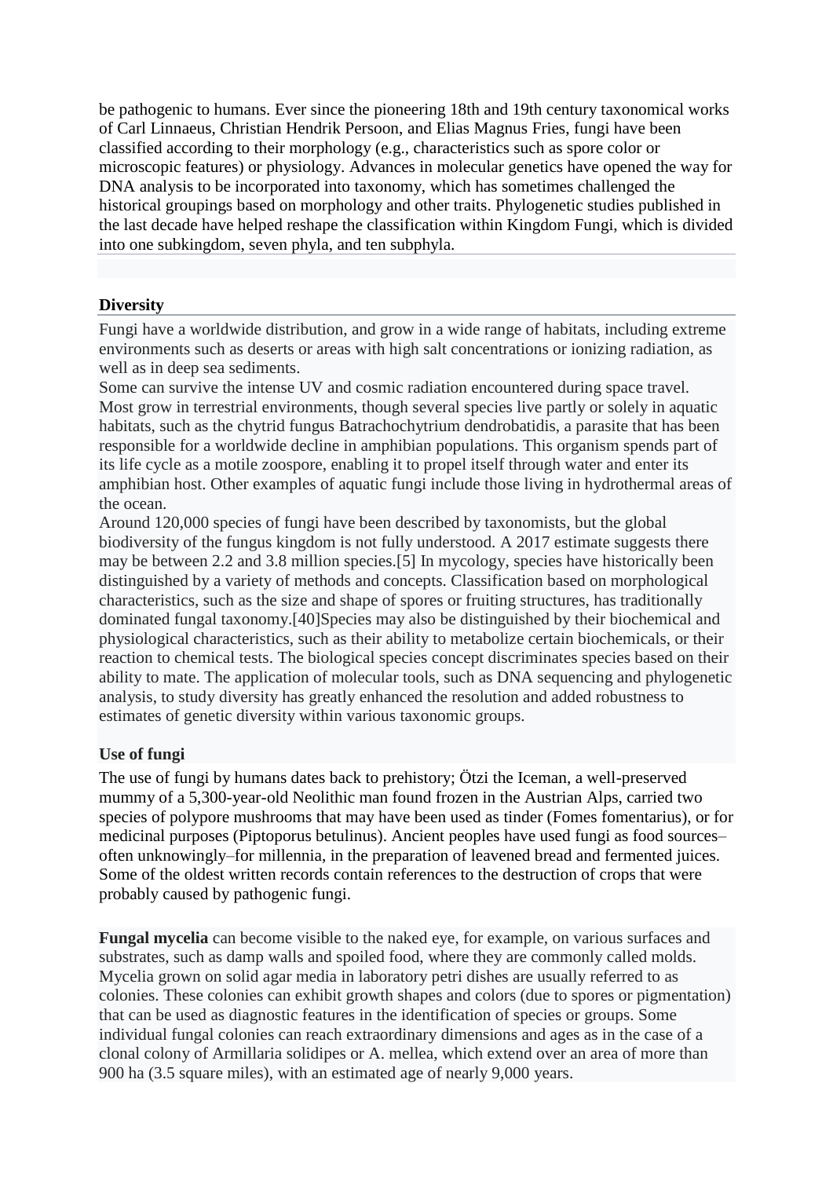be pathogenic to humans. Ever since the pioneering 18th and 19th century taxonomical works of Carl Linnaeus, Christian Hendrik Persoon, and Elias Magnus Fries, fungi have been classified according to their morphology (e.g., characteristics such as spore color or microscopic features) or physiology. Advances in molecular genetics have opened the way for DNA analysis to be incorporated into taxonomy, which has sometimes challenged the historical groupings based on morphology and other traits. Phylogenetic studies published in the last decade have helped reshape the classification within Kingdom Fungi, which is divided into one subkingdom, seven phyla, and ten subphyla.

**Diversity**

Fungi have a worldwide distribution, and grow in a wide range of habitats, including extreme environments such as deserts or areas with high salt concentrations or ionizing radiation, as well as in deep sea sediments.
Some can survive the intense UV and cosmic radiation encountered during space travel. Most grow in terrestrial environments, though several species live partly or solely in aquatic habitats, such as the chytrid fungus Batrachochytrium dendrobatidis, a parasite that has been responsible for a worldwide decline in amphibian populations. This organism spends part of its life cycle as a motile zoospore, enabling it to propel itself through water and enter its amphibian host. Other examples of aquatic fungi include those living in hydrothermal areas of the ocean.
Around 120,000 species of fungi have been described by taxonomists, but the global biodiversity of the fungus kingdom is not fully understood. A 2017 estimate suggests there may be between 2.2 and 3.8 million species.[5] In mycology, species have historically been distinguished by a variety of methods and concepts. Classification based on morphological characteristics, such as the size and shape of spores or fruiting structures, has traditionally dominated fungal taxonomy.[40]Species may also be distinguished by their biochemical and physiological characteristics, such as their ability to metabolize certain biochemicals, or their reaction to chemical tests. The biological species concept discriminates species based on their ability to mate. The application of molecular tools, such as DNA sequencing and phylogenetic analysis, to study diversity has greatly enhanced the resolution and added robustness to estimates of genetic diversity within various taxonomic groups.

**Use of fungi**

The use of fungi by humans dates back to prehistory; Ötzi the Iceman, a well-preserved mummy of a 5,300-year-old Neolithic man found frozen in the Austrian Alps, carried two species of polypore mushrooms that may have been used as tinder (Fomes fomentarius), or for medicinal purposes (Piptoporus betulinus). Ancient peoples have used fungi as food sources–often unknowingly–for millennia, in the preparation of leavened bread and fermented juices. Some of the oldest written records contain references to the destruction of crops that were probably caused by pathogenic fungi.

**Fungal mycelia** can become visible to the naked eye, for example, on various surfaces and substrates, such as damp walls and spoiled food, where they are commonly called molds. Mycelia grown on solid agar media in laboratory petri dishes are usually referred to as colonies. These colonies can exhibit growth shapes and colors (due to spores or pigmentation) that can be used as diagnostic features in the identification of species or groups. Some individual fungal colonies can reach extraordinary dimensions and ages as in the case of a clonal colony of Armillaria solidipes or A. mellea, which extend over an area of more than 900 ha (3.5 square miles), with an estimated age of nearly 9,000 years.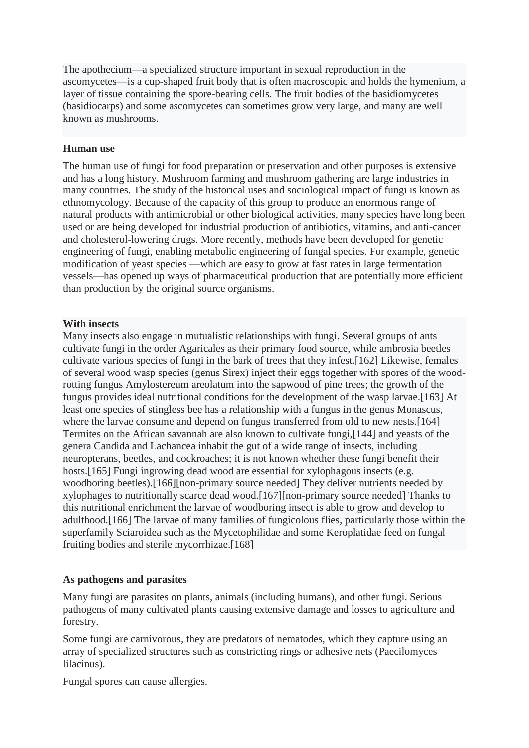The apothecium—a specialized structure important in sexual reproduction in the ascomycetes—is a cup-shaped fruit body that is often macroscopic and holds the hymenium, a layer of tissue containing the spore-bearing cells. The fruit bodies of the basidiomycetes (basidiocarps) and some ascomycetes can sometimes grow very large, and many are well known as mushrooms.

**Human use**

The human use of fungi for food preparation or preservation and other purposes is extensive and has a long history. Mushroom farming and mushroom gathering are large industries in many countries. The study of the historical uses and sociological impact of fungi is known as ethnomycology. Because of the capacity of this group to produce an enormous range of natural products with antimicrobial or other biological activities, many species have long been used or are being developed for industrial production of antibiotics, vitamins, and anti-cancer and cholesterol-lowering drugs. More recently, methods have been developed for genetic engineering of fungi, enabling metabolic engineering of fungal species. For example, genetic modification of yeast species —which are easy to grow at fast rates in large fermentation vessels—has opened up ways of pharmaceutical production that are potentially more efficient than production by the original source organisms.

**With insects**

Many insects also engage in mutualistic relationships with fungi. Several groups of ants cultivate fungi in the order Agaricales as their primary food source, while ambrosia beetles cultivate various species of fungi in the bark of trees that they infest.[162] Likewise, females of several wood wasp species (genus Sirex) inject their eggs together with spores of the wood-rotting fungus Amylostereum areolatum into the sapwood of pine trees; the growth of the fungus provides ideal nutritional conditions for the development of the wasp larvae.[163] At least one species of stingless bee has a relationship with a fungus in the genus Monascus, where the larvae consume and depend on fungus transferred from old to new nests.[164] Termites on the African savannah are also known to cultivate fungi,[144] and yeasts of the genera Candida and Lachancea inhabit the gut of a wide range of insects, including neuropterans, beetles, and cockroaches; it is not known whether these fungi benefit their hosts.[165] Fungi ingrowing dead wood are essential for xylophagous insects (e.g. woodboring beetles).[166][non-primary source needed] They deliver nutrients needed by xylophages to nutritionally scarce dead wood.[167][non-primary source needed] Thanks to this nutritional enrichment the larvae of woodboring insect is able to grow and develop to adulthood.[166] The larvae of many families of fungicolous flies, particularly those within the superfamily Sciaroidea such as the Mycetophilidae and some Keroplatidae feed on fungal fruiting bodies and sterile mycorrhizae.[168]

**As pathogens and parasites**

Many fungi are parasites on plants, animals (including humans), and other fungi. Serious pathogens of many cultivated plants causing extensive damage and losses to agriculture and forestry.

Some fungi are carnivorous, they are predators of nematodes, which they capture using an array of specialized structures such as constricting rings or adhesive nets (Paecilomyces lilacinus).

Fungal spores can cause allergies.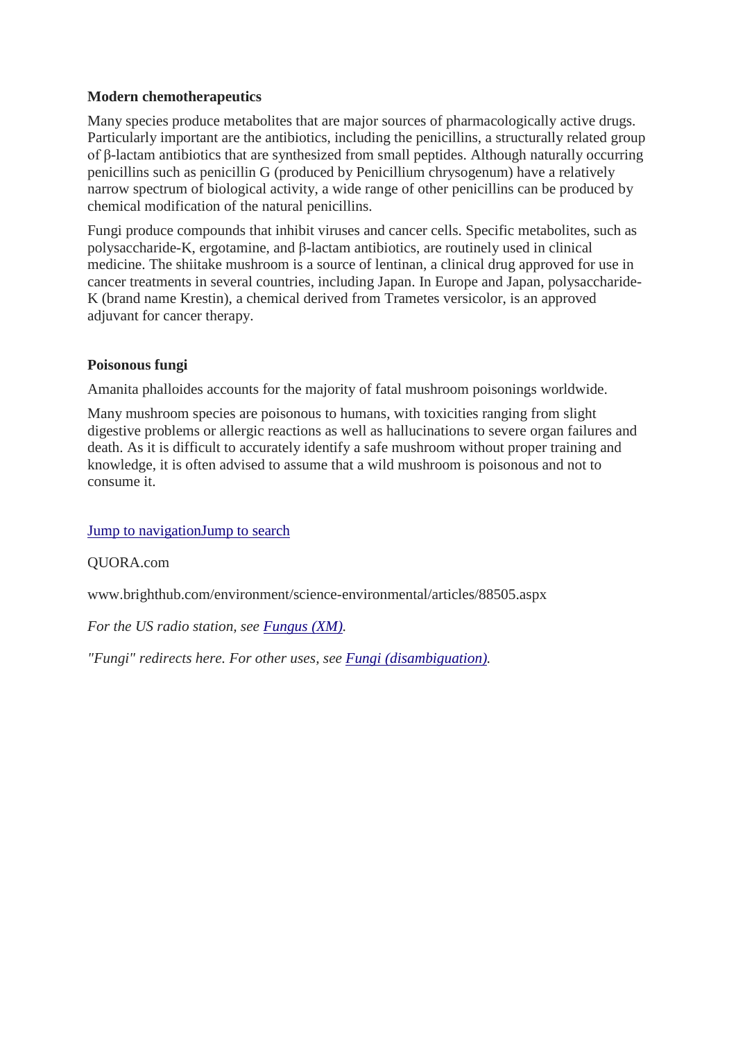**Modern chemotherapeutics**

Many species produce metabolites that are major sources of pharmacologically active drugs. Particularly important are the antibiotics, including the penicillins, a structurally related group of β-lactam antibiotics that are synthesized from small peptides. Although naturally occurring penicillins such as penicillin G (produced by Penicillium chrysogenum) have a relatively narrow spectrum of biological activity, a wide range of other penicillins can be produced by chemical modification of the natural penicillins.

Fungi produce compounds that inhibit viruses and cancer cells. Specific metabolites, such as polysaccharide-K, ergotamine, and β-lactam antibiotics, are routinely used in clinical medicine. The shiitake mushroom is a source of lentinan, a clinical drug approved for use in cancer treatments in several countries, including Japan. In Europe and Japan, polysaccharide-K (brand name Krestin), a chemical derived from Trametes versicolor, is an approved adjuvant for cancer therapy.

**Poisonous fungi**

Amanita phalloides accounts for the majority of fatal mushroom poisonings worldwide.

Many mushroom species are poisonous to humans, with toxicities ranging from slight digestive problems or allergic reactions as well as hallucinations to severe organ failures and death. As it is difficult to accurately identify a safe mushroom without proper training and knowledge, it is often advised to assume that a wild mushroom is poisonous and not to consume it.

Jump to navigationJump to search

QUORA.com

www.brighthub.com/environment/science-environmental/articles/88505.aspx

*For the US radio station, see Fungus (XM).*

*"Fungi" redirects here. For other uses, see Fungi (disambiguation).*